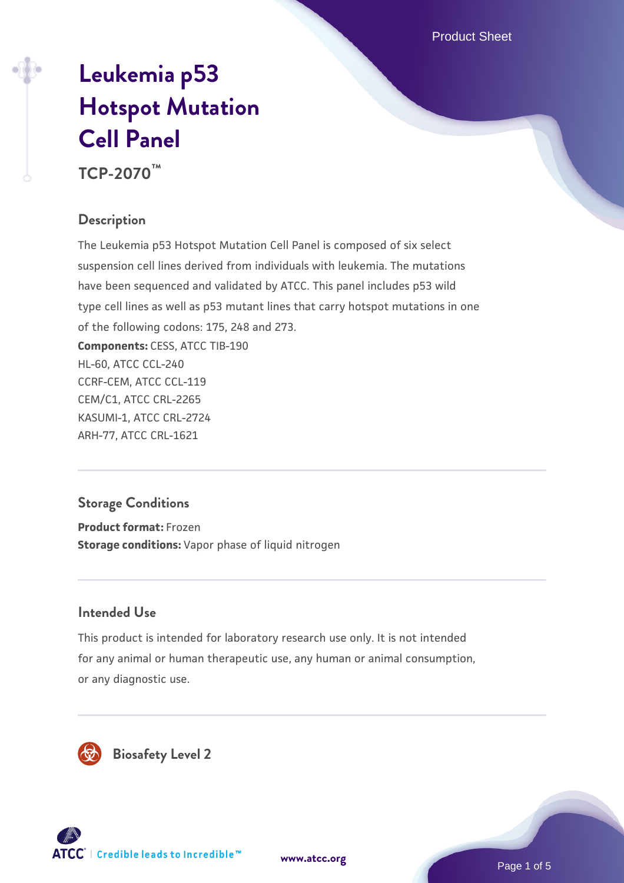# Leukemia p53 Hotspot Mutation Cell Panel

**TCP-2070™**

## Description

The Leukemia p53 Hotspot Mutation Cell Panel is composed of six select suspension cell lines derived from individuals with leukemia. The mutations have been sequenced and validated by ATCC. This panel includes p53 wild type cell lines as well as p53 mutant lines that carry hotspot mutations in one of the following codons: 175, 248 and 273.

**Components:** CESS, ATCC TIB-190
HL-60, ATCC CCL-240
CCRF-CEM, ATCC CCL-119
CEM/C1, ATCC CRL-2265
KASUMI-1, ATCC CRL-2724
ARH-77, ATCC CRL-1621

## Storage Conditions

**Product format:** Frozen
**Storage conditions:** Vapor phase of liquid nitrogen

## Intended Use

This product is intended for laboratory research use only. It is not intended for any animal or human therapeutic use, any human or animal consumption, or any diagnostic use.

## Biosafety Level 2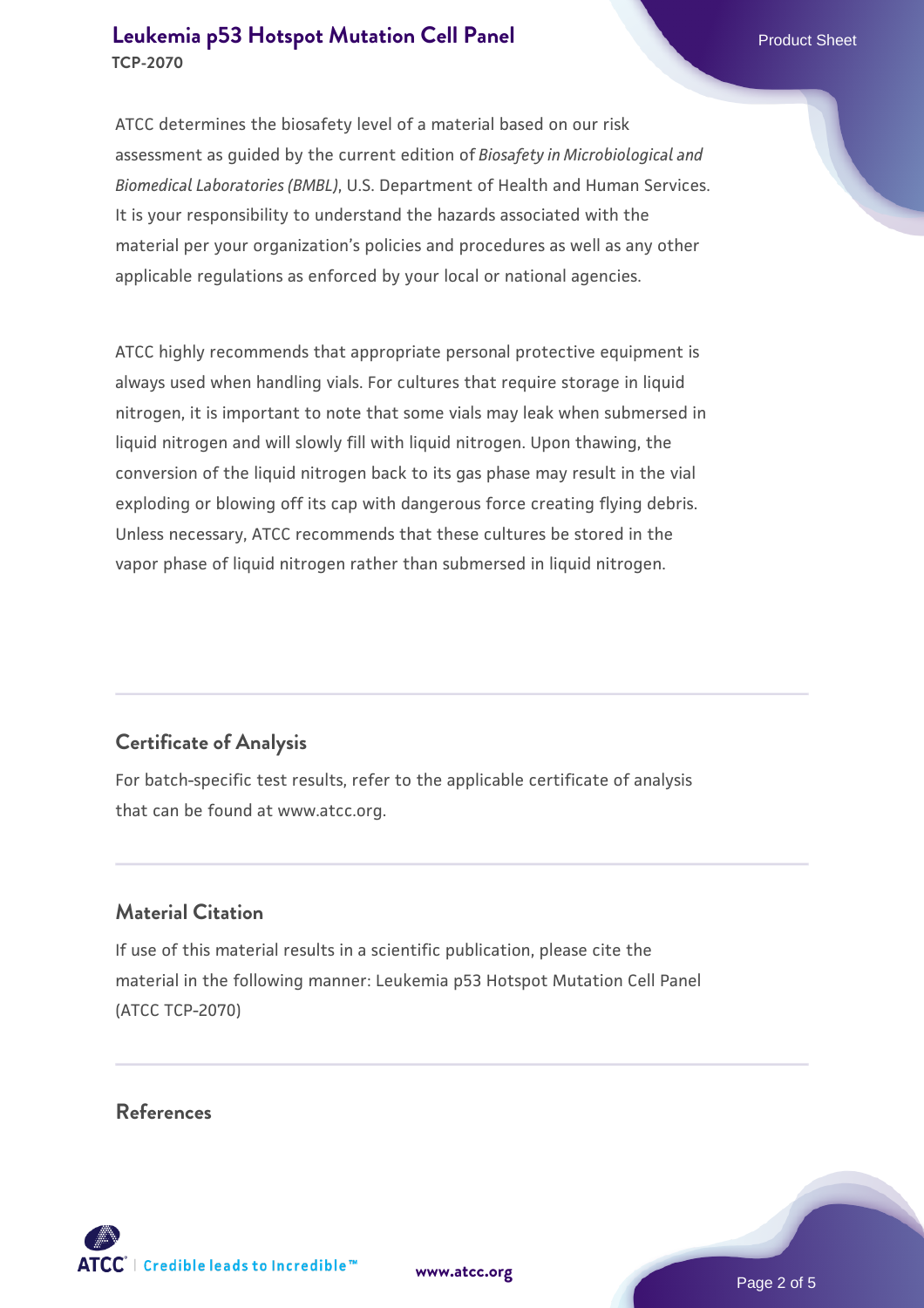ATCC determines the biosafety level of a material based on our risk assessment as guided by the current edition of *Biosafety in Microbiological and Biomedical Laboratories (BMBL)*, U.S. Department of Health and Human Services. It is your responsibility to understand the hazards associated with the material per your organization's policies and procedures as well as any other applicable regulations as enforced by your local or national agencies.

ATCC highly recommends that appropriate personal protective equipment is always used when handling vials. For cultures that require storage in liquid nitrogen, it is important to note that some vials may leak when submersed in liquid nitrogen and will slowly fill with liquid nitrogen. Upon thawing, the conversion of the liquid nitrogen back to its gas phase may result in the vial exploding or blowing off its cap with dangerous force creating flying debris. Unless necessary, ATCC recommends that these cultures be stored in the vapor phase of liquid nitrogen rather than submersed in liquid nitrogen.

## Certificate of Analysis

For batch-specific test results, refer to the applicable certificate of analysis that can be found at www.atcc.org.

## Material Citation

If use of this material results in a scientific publication, please cite the material in the following manner: Leukemia p53 Hotspot Mutation Cell Panel (ATCC TCP-2070)

## References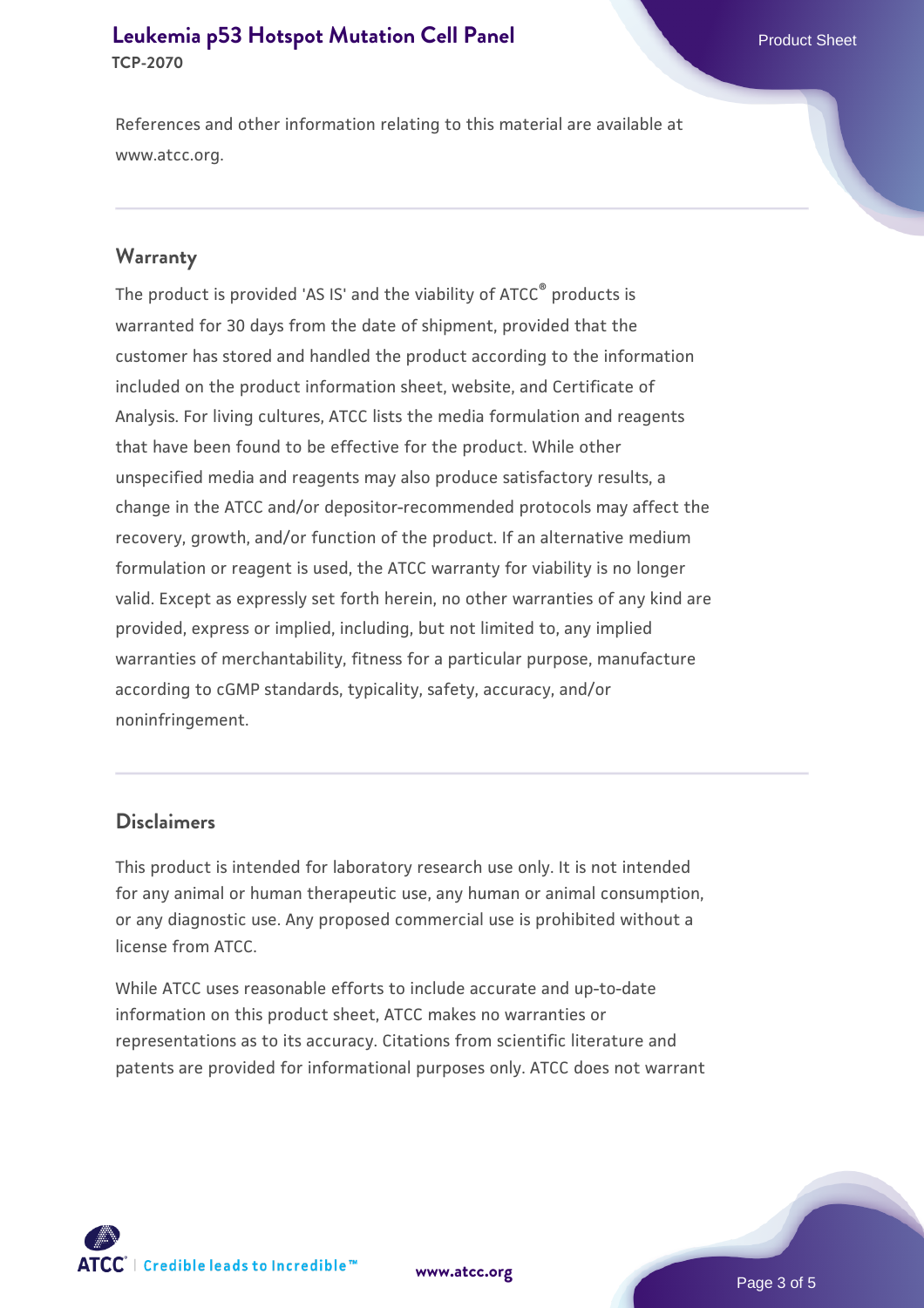References and other information relating to this material are available at www.atcc.org.

## Warranty

The product is provided 'AS IS' and the viability of ATCC® products is warranted for 30 days from the date of shipment, provided that the customer has stored and handled the product according to the information included on the product information sheet, website, and Certificate of Analysis. For living cultures, ATCC lists the media formulation and reagents that have been found to be effective for the product. While other unspecified media and reagents may also produce satisfactory results, a change in the ATCC and/or depositor-recommended protocols may affect the recovery, growth, and/or function of the product. If an alternative medium formulation or reagent is used, the ATCC warranty for viability is no longer valid. Except as expressly set forth herein, no other warranties of any kind are provided, express or implied, including, but not limited to, any implied warranties of merchantability, fitness for a particular purpose, manufacture according to cGMP standards, typicality, safety, accuracy, and/or noninfringement.

## Disclaimers

This product is intended for laboratory research use only. It is not intended for any animal or human therapeutic use, any human or animal consumption, or any diagnostic use. Any proposed commercial use is prohibited without a license from ATCC.

While ATCC uses reasonable efforts to include accurate and up-to-date information on this product sheet, ATCC makes no warranties or representations as to its accuracy. Citations from scientific literature and patents are provided for informational purposes only. ATCC does not warrant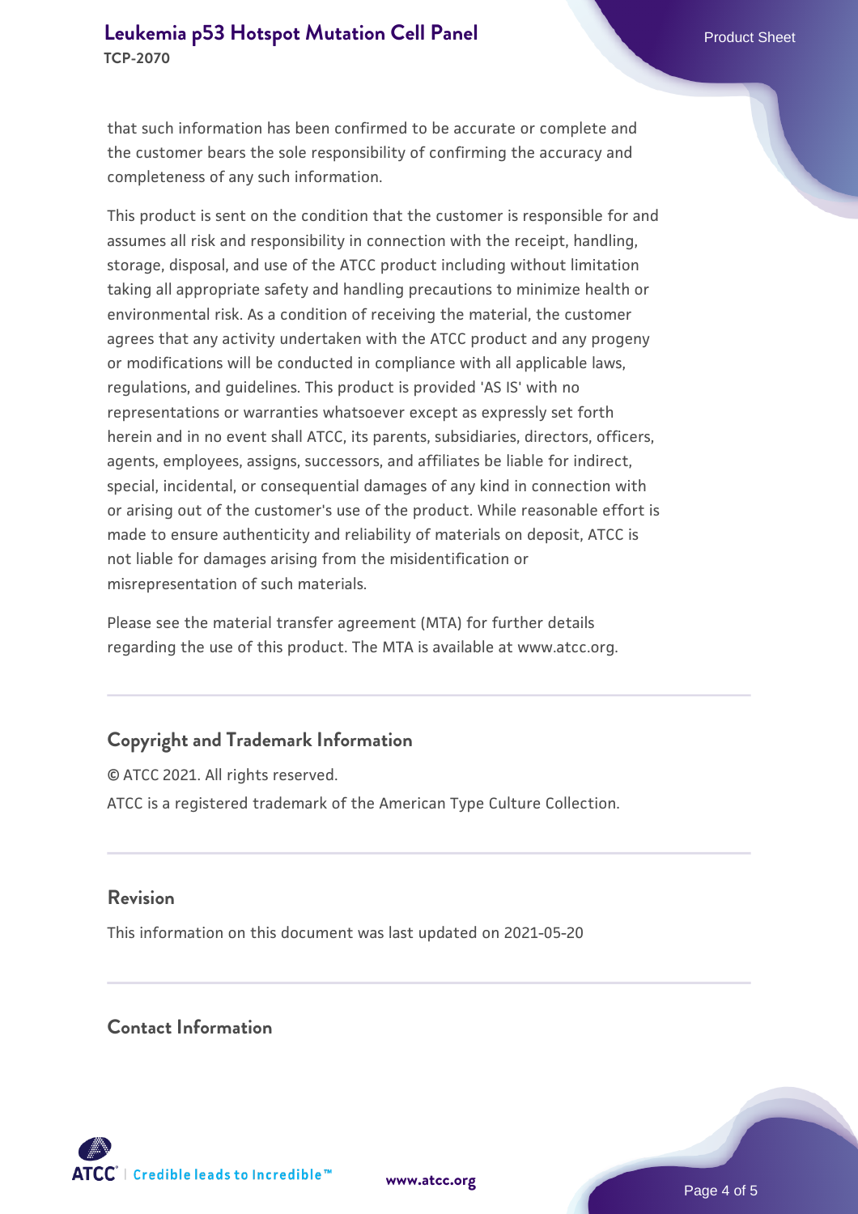that such information has been confirmed to be accurate or complete and the customer bears the sole responsibility of confirming the accuracy and completeness of any such information.

This product is sent on the condition that the customer is responsible for and assumes all risk and responsibility in connection with the receipt, handling, storage, disposal, and use of the ATCC product including without limitation taking all appropriate safety and handling precautions to minimize health or environmental risk. As a condition of receiving the material, the customer agrees that any activity undertaken with the ATCC product and any progeny or modifications will be conducted in compliance with all applicable laws, regulations, and guidelines. This product is provided 'AS IS' with no representations or warranties whatsoever except as expressly set forth herein and in no event shall ATCC, its parents, subsidiaries, directors, officers, agents, employees, assigns, successors, and affiliates be liable for indirect, special, incidental, or consequential damages of any kind in connection with or arising out of the customer's use of the product. While reasonable effort is made to ensure authenticity and reliability of materials on deposit, ATCC is not liable for damages arising from the misidentification or misrepresentation of such materials.

Please see the material transfer agreement (MTA) for further details regarding the use of this product. The MTA is available at www.atcc.org.

## Copyright and Trademark Information

© ATCC 2021. All rights reserved.

ATCC is a registered trademark of the American Type Culture Collection.

## Revision

This information on this document was last updated on 2021-05-20

## Contact Information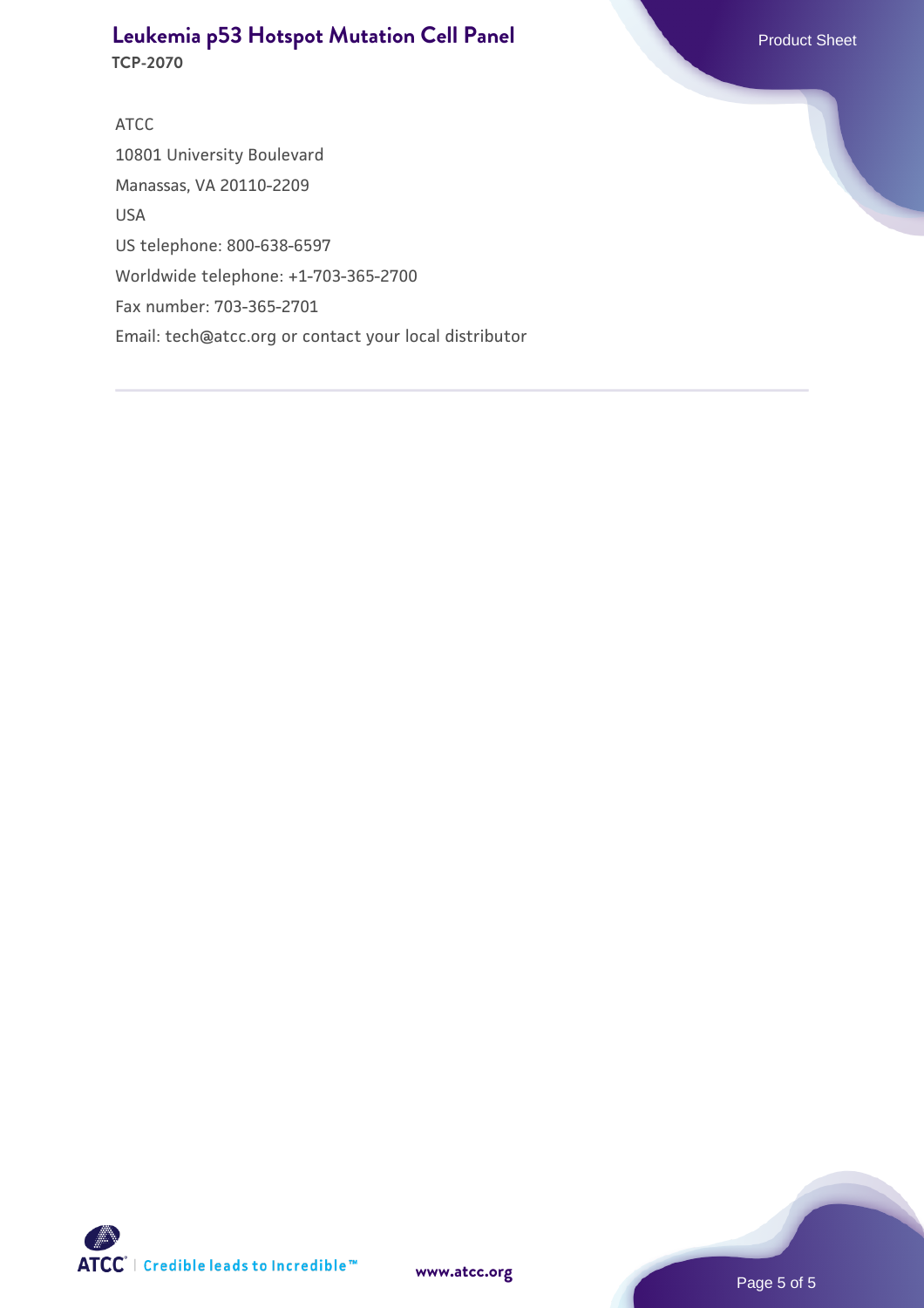ATCC

10801 University Boulevard

Manassas, VA 20110-2209

USA

US telephone: 800-638-6597

Worldwide telephone: +1-703-365-2700

Fax number: 703-365-2701

Email: tech@atcc.org or contact your local distributor